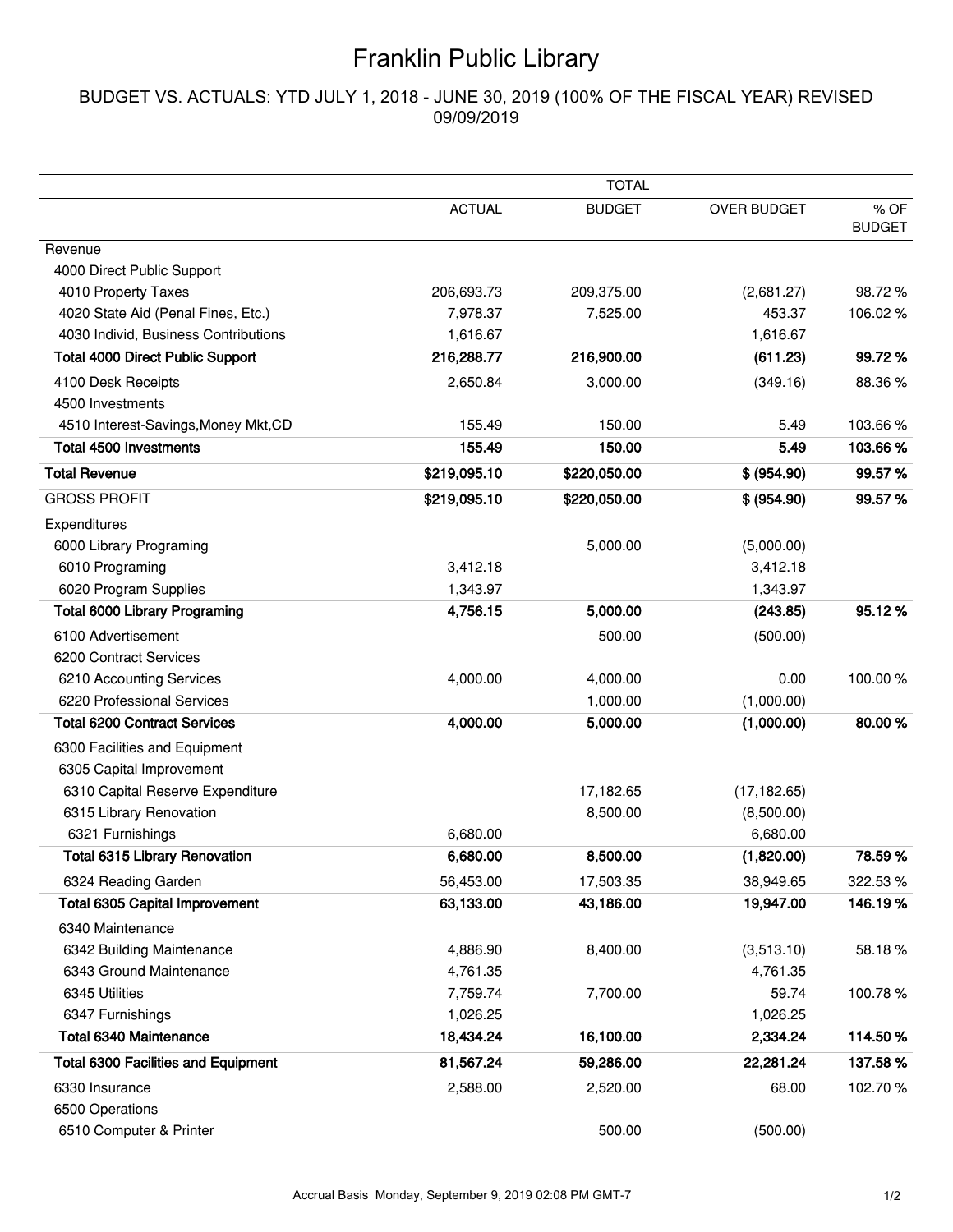# Franklin Public Library

## BUDGET VS. ACTUALS: YTD JULY 1, 2018 - JUNE 30, 2019 (100% OF THE FISCAL YEAR) REVISED 09/09/2019

| | TOTAL | | | |
|---|---|---|---|---|
| | ACTUAL | BUDGET | OVER BUDGET | % OF BUDGET |
| Revenue | | | | |
| 4000 Direct Public Support | | | | |
| 4010 Property Taxes | 206,693.73 | 209,375.00 | (2,681.27) | 98.72 % |
| 4020 State Aid (Penal Fines, Etc.) | 7,978.37 | 7,525.00 | 453.37 | 106.02 % |
| 4030 Individ, Business Contributions | 1,616.67 | | 1,616.67 | |
| **Total 4000 Direct Public Support** | **216,288.77** | **216,900.00** | **(611.23)** | **99.72 %** |
| 4100 Desk Receipts | 2,650.84 | 3,000.00 | (349.16) | 88.36 % |
| 4500 Investments | | | | |
| 4510 Interest-Savings,Money Mkt,CD | 155.49 | 150.00 | 5.49 | 103.66 % |
| **Total 4500 Investments** | **155.49** | **150.00** | **5.49** | **103.66 %** |
| **Total Revenue** | **$219,095.10** | **$220,050.00** | **$ (954.90)** | **99.57 %** |
| GROSS PROFIT | **$219,095.10** | **$220,050.00** | **$ (954.90)** | **99.57 %** |
| Expenditures | | | | |
| 6000 Library Programing | | 5,000.00 | (5,000.00) | |
| 6010 Programing | 3,412.18 | | 3,412.18 | |
| 6020 Program Supplies | 1,343.97 | | 1,343.97 | |
| **Total 6000 Library Programing** | **4,756.15** | **5,000.00** | **(243.85)** | **95.12 %** |
| 6100 Advertisement | | 500.00 | (500.00) | |
| 6200 Contract Services | | | | |
| 6210 Accounting Services | 4,000.00 | 4,000.00 | 0.00 | 100.00 % |
| 6220 Professional Services | | 1,000.00 | (1,000.00) | |
| **Total 6200 Contract Services** | **4,000.00** | **5,000.00** | **(1,000.00)** | **80.00 %** |
| 6300 Facilities and Equipment | | | | |
| 6305 Capital Improvement | | | | |
| 6310 Capital Reserve Expenditure | | 17,182.65 | (17,182.65) | |
| 6315 Library Renovation | | 8,500.00 | (8,500.00) | |
| 6321 Furnishings | 6,680.00 | | 6,680.00 | |
| **Total 6315 Library Renovation** | **6,680.00** | **8,500.00** | **(1,820.00)** | **78.59 %** |
| 6324 Reading Garden | 56,453.00 | 17,503.35 | 38,949.65 | 322.53 % |
| **Total 6305 Capital Improvement** | **63,133.00** | **43,186.00** | **19,947.00** | **146.19 %** |
| 6340 Maintenance | | | | |
| 6342 Building Maintenance | 4,886.90 | 8,400.00 | (3,513.10) | 58.18 % |
| 6343 Ground Maintenance | 4,761.35 | | 4,761.35 | |
| 6345 Utilities | 7,759.74 | 7,700.00 | 59.74 | 100.78 % |
| 6347 Furnishings | 1,026.25 | | 1,026.25 | |
| **Total 6340 Maintenance** | **18,434.24** | **16,100.00** | **2,334.24** | **114.50 %** |
| **Total 6300 Facilities and Equipment** | **81,567.24** | **59,286.00** | **22,281.24** | **137.58 %** |
| 6330 Insurance | 2,588.00 | 2,520.00 | 68.00 | 102.70 % |
| 6500 Operations | | | | |
| 6510 Computer & Printer | | 500.00 | (500.00) | |

Accrual Basis Monday, September 9, 2019 02:08 PM GMT-7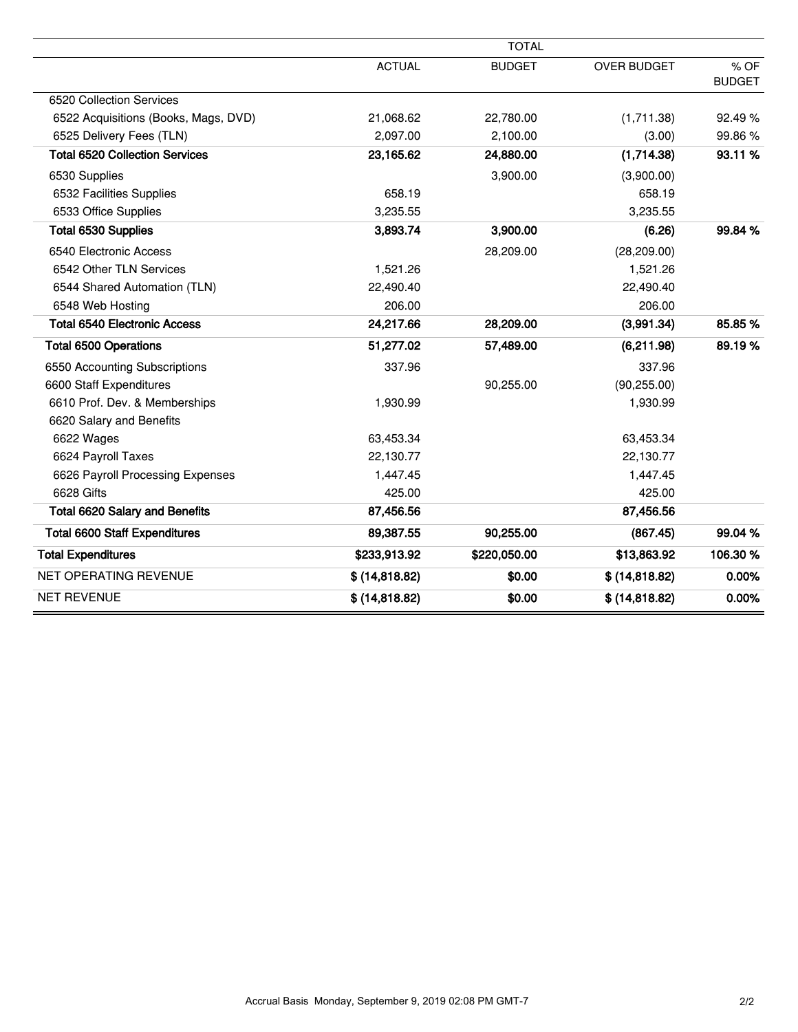| | TOTAL | | | |
|---|---|---|---|---|
| | ACTUAL | BUDGET | OVER BUDGET | % OF BUDGET |
| 6520 Collection Services | | | | |
| 6522 Acquisitions (Books, Mags, DVD) | 21,068.62 | 22,780.00 | (1,711.38) | 92.49 % |
| 6525 Delivery Fees (TLN) | 2,097.00 | 2,100.00 | (3.00) | 99.86 % |
| **Total 6520 Collection Services** | **23,165.62** | **24,880.00** | **(1,714.38)** | **93.11 %** |
| 6530 Supplies | | 3,900.00 | (3,900.00) | |
| 6532 Facilities Supplies | 658.19 | | 658.19 | |
| 6533 Office Supplies | 3,235.55 | | 3,235.55 | |
| **Total 6530 Supplies** | **3,893.74** | **3,900.00** | **(6.26)** | **99.84 %** |
| 6540 Electronic Access | | 28,209.00 | (28,209.00) | |
| 6542 Other TLN Services | 1,521.26 | | 1,521.26 | |
| 6544 Shared Automation (TLN) | 22,490.40 | | 22,490.40 | |
| 6548 Web Hosting | 206.00 | | 206.00 | |
| **Total 6540 Electronic Access** | **24,217.66** | **28,209.00** | **(3,991.34)** | **85.85 %** |
| **Total 6500 Operations** | **51,277.02** | **57,489.00** | **(6,211.98)** | **89.19 %** |
| 6550 Accounting Subscriptions | 337.96 | | 337.96 | |
| 6600 Staff Expenditures | | 90,255.00 | (90,255.00) | |
| 6610 Prof. Dev. & Memberships | 1,930.99 | | 1,930.99 | |
| 6620 Salary and Benefits | | | | |
| 6622 Wages | 63,453.34 | | 63,453.34 | |
| 6624 Payroll Taxes | 22,130.77 | | 22,130.77 | |
| 6626 Payroll Processing Expenses | 1,447.45 | | 1,447.45 | |
| 6628 Gifts | 425.00 | | 425.00 | |
| **Total 6620 Salary and Benefits** | **87,456.56** | | **87,456.56** | |
| **Total 6600 Staff Expenditures** | **89,387.55** | **90,255.00** | **(867.45)** | **99.04 %** |
| **Total Expenditures** | **$233,913.92** | **$220,050.00** | **$13,863.92** | **106.30 %** |
| NET OPERATING REVENUE | **$ (14,818.82)** | **$0.00** | **$ (14,818.82)** | **0.00%** |
| NET REVENUE | **$ (14,818.82)** | **$0.00** | **$ (14,818.82)** | **0.00%** |

Accrual Basis Monday, September 9, 2019 02:08 PM GMT-7